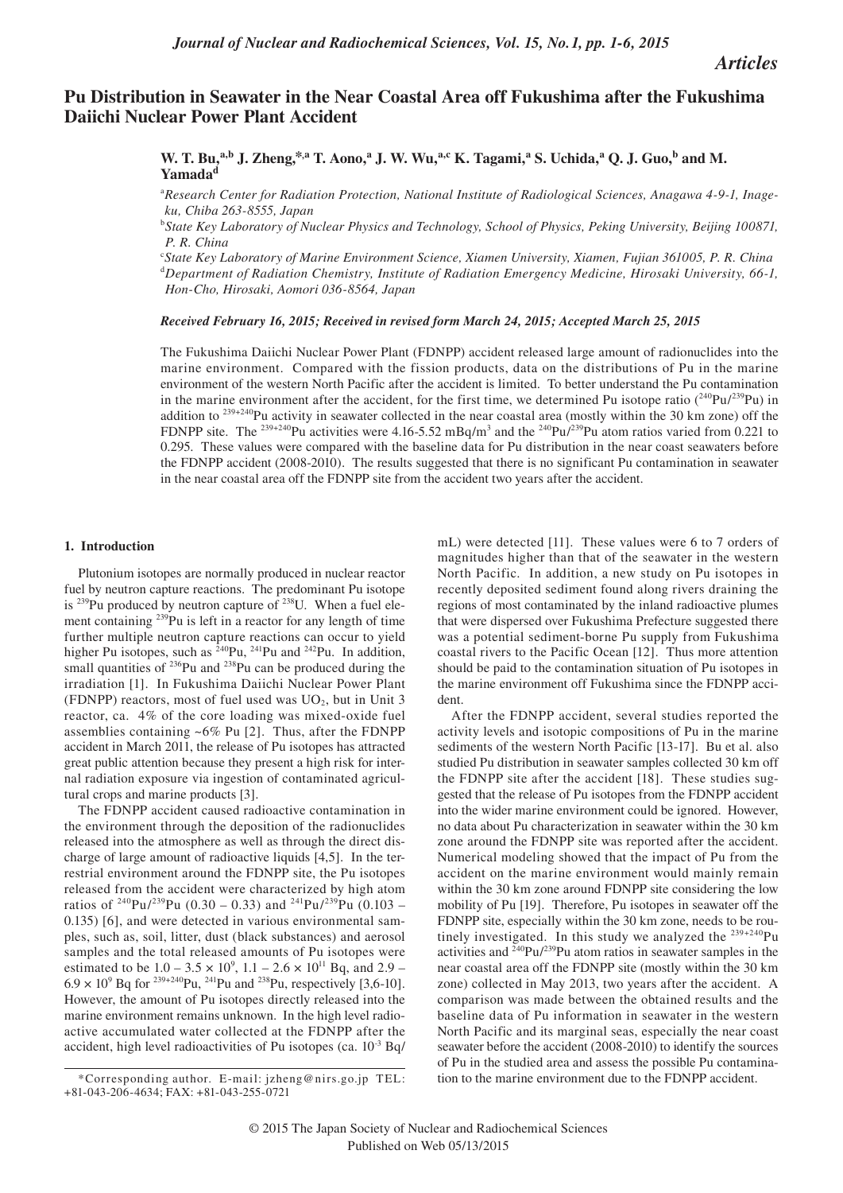*Articles*

# Pu Distribution in Seawater in the Near Coastal Area off Fukushima after the Fukushima Daiichi Nuclear Power Plant Accident

**W. T. Bu,[a,b] J. Zheng,*[,a] T. Aono,[a] J. W. Wu,[a,c] K. Tagami,[a] S. Uchida,[a] Q. J. Guo,[b] and M. Yamada[d]**

[a]*Research Center for Radiation Protection, National Institute of Radiological Sciences, Anagawa 4-9-1, Inage-ku, Chiba 263-8555, Japan*

[b]*State Key Laboratory of Nuclear Physics and Technology, School of Physics, Peking University, Beijing 100871, P. R. China*

[c]*State Key Laboratory of Marine Environment Science, Xiamen University, Xiamen, Fujian 361005, P. R. China*

[d]*Department of Radiation Chemistry, Institute of Radiation Emergency Medicine, Hirosaki University, 66-1, Hon-Cho, Hirosaki, Aomori 036-8564, Japan*

***Received February 16, 2015; Received in revised form March 24, 2015; Accepted March 25, 2015***

The Fukushima Daiichi Nuclear Power Plant (FDNPP) accident released large amount of radionuclides into the marine environment. Compared with the fission products, data on the distributions of Pu in the marine environment of the western North Pacific after the accident is limited. To better understand the Pu contamination in the marine environment after the accident, for the first time, we determined Pu isotope ratio ($^{240}$Pu/$^{239}$Pu) in addition to $^{239+240}$Pu activity in seawater collected in the near coastal area (mostly within the 30 km zone) off the FDNPP site. The $^{239+240}$Pu activities were 4.16-5.52 mBq/m$^3$ and the $^{240}$Pu/$^{239}$Pu atom ratios varied from 0.221 to 0.295. These values were compared with the baseline data for Pu distribution in the near coast seawaters before the FDNPP accident (2008-2010). The results suggested that there is no significant Pu contamination in seawater in the near coastal area off the FDNPP site from the accident two years after the accident.

## 1. Introduction

Plutonium isotopes are normally produced in nuclear reactor fuel by neutron capture reactions. The predominant Pu isotope is $^{239}$Pu produced by neutron capture of $^{238}$U. When a fuel element containing $^{239}$Pu is left in a reactor for any length of time further multiple neutron capture reactions can occur to yield higher Pu isotopes, such as $^{240}$Pu, $^{241}$Pu and $^{242}$Pu. In addition, small quantities of $^{236}$Pu and $^{238}$Pu can be produced during the irradiation [1]. In Fukushima Daiichi Nuclear Power Plant (FDNPP) reactors, most of fuel used was $UO_2$, but in Unit 3 reactor, ca. 4% of the core loading was mixed-oxide fuel assemblies containing ~6% Pu [2]. Thus, after the FDNPP accident in March 2011, the release of Pu isotopes has attracted great public attention because they present a high risk for internal radiation exposure via ingestion of contaminated agricultural crops and marine products [3].

The FDNPP accident caused radioactive contamination in the environment through the deposition of the radionuclides released into the atmosphere as well as through the direct discharge of large amount of radioactive liquids [4,5]. In the terrestrial environment around the FDNPP site, the Pu isotopes released from the accident were characterized by high atom ratios of $^{240}$Pu/$^{239}$Pu (0.30 – 0.33) and $^{241}$Pu/$^{239}$Pu (0.103 – 0.135) [6], and were detected in various environmental samples, such as, soil, litter, dust (black substances) and aerosol samples and the total released amounts of Pu isotopes were estimated to be $1.0 – 3.5 \times 10^9$, $1.1 – 2.6 \times 10^{11}$ Bq, and $2.9 – 6.9 \times 10^9$ Bq for $^{239+240}$Pu, $^{241}$Pu and $^{238}$Pu, respectively [3,6-10]. However, the amount of Pu isotopes directly released into the marine environment remains unknown. In the high level radioactive accumulated water collected at the FDNPP after the accident, high level radioactivities of Pu isotopes (ca. $10^{-3}$ Bq/mL) were detected [11]. These values were 6 to 7 orders of magnitudes higher than that of the seawater in the western North Pacific. In addition, a new study on Pu isotopes in recently deposited sediment found along rivers draining the regions of most contaminated by the inland radioactive plumes that were dispersed over Fukushima Prefecture suggested there was a potential sediment-borne Pu supply from Fukushima coastal rivers to the Pacific Ocean [12]. Thus more attention should be paid to the contamination situation of Pu isotopes in the marine environment off Fukushima since the FDNPP accident.

After the FDNPP accident, several studies reported the activity levels and isotopic compositions of Pu in the marine sediments of the western North Pacific [13-17]. Bu et al. also studied Pu distribution in seawater samples collected 30 km off the FDNPP site after the accident [18]. These studies suggested that the release of Pu isotopes from the FDNPP accident into the wider marine environment could be ignored. However, no data about Pu characterization in seawater within the 30 km zone around the FDNPP site was reported after the accident. Numerical modeling showed that the impact of Pu from the accident on the marine environment would mainly remain within the 30 km zone around FDNPP site considering the low mobility of Pu [19]. Therefore, Pu isotopes in seawater off the FDNPP site, especially within the 30 km zone, needs to be routinely investigated. In this study we analyzed the $^{239+240}$Pu activities and $^{240}$Pu/$^{239}$Pu atom ratios in seawater samples in the near coastal area off the FDNPP site (mostly within the 30 km zone) collected in May 2013, two years after the accident. A comparison was made between the obtained results and the baseline data of Pu information in seawater in the western North Pacific and its marginal seas, especially the near coast seawater before the accident (2008-2010) to identify the sources of Pu in the studied area and assess the possible Pu contamination to the marine environment due to the FDNPP accident.

*Corresponding author. E-mail: jzheng@nirs.go.jp TEL: +81-043-206-4634; FAX: +81-043-255-0721

© 2015 The Japan Society of Nuclear and Radiochemical Sciences
Published on Web 05/13/2015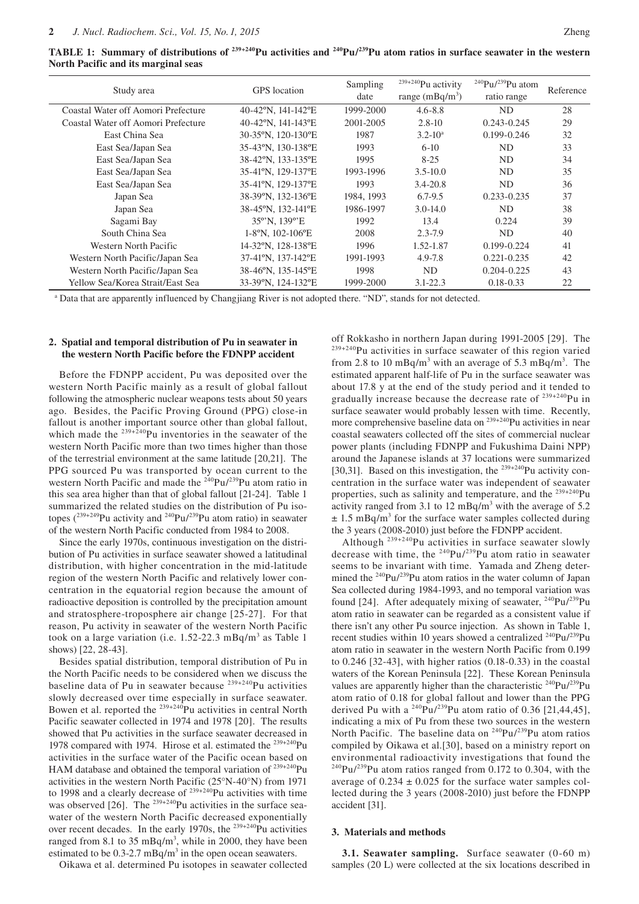**TABLE 1: Summary of distributions of $^{239+240}Pu$ activities and $^{240}Pu/^{239}Pu$ atom ratios in surface seawater in the western North Pacific and its marginal seas**

| Study area | GPS location | Sampling date | $^{239+240}Pu$ activity range ($mBq/m^3$) | $^{240}Pu/^{239}Pu$ atom ratio range | Reference |
|---|---|---|---|---|---|
| Coastal Water off Aomori Prefecture | 40-42ºN, 141-142ºE | 1999-2000 | 4.6-8.8 | ND | 28 |
| Coastal Water off Aomori Prefecture | 40-42ºN, 141-143ºE | 2001-2005 | 2.8-10 | 0.243-0.245 | 29 |
| East China Sea | 30-35ºN, 120-130ºE | 1987 | 3.2-10[a] | 0.199-0.246 | 32 |
| East Sea/Japan Sea | 35-43ºN, 130-138ºE | 1993 | 6-10 | ND | 33 |
| East Sea/Japan Sea | 38-42ºN, 133-135ºE | 1995 | 8-25 | ND | 34 |
| East Sea/Japan Sea | 35-41ºN, 129-137ºE | 1993-1996 | 3.5-10.0 | ND | 35 |
| East Sea/Japan Sea | 35-41ºN, 129-137ºE | 1993 | 3.4-20.8 | ND | 36 |
| Japan Sea | 38-39ºN, 132-136ºE | 1984, 1993 | 6.7-9.5 | 0.233-0.235 | 37 |
| Japan Sea | 38-45ºN, 132-141ºE | 1986-1997 | 3.0-14.0 | ND | 38 |
| Sagami Bay | 35º'N, 139º'E | 1992 | 13.4 | 0.224 | 39 |
| South China Sea | 1-8ºN, 102-106ºE | 2008 | 2.3-7.9 | ND | 40 |
| Western North Pacific | 14-32ºN, 128-138ºE | 1996 | 1.52-1.87 | 0.199-0.224 | 41 |
| Western North Pacific/Japan Sea | 37-41ºN, 137-142ºE | 1991-1993 | 4.9-7.8 | 0.221-0.235 | 42 |
| Western North Pacific/Japan Sea | 38-46ºN, 135-145ºE | 1998 | ND | 0.204-0.225 | 43 |
| Yellow Sea/Korea Strait/East Sea | 33-39ºN, 124-132ºE | 1999-2000 | 3.1-22.3 | 0.18-0.33 | 22 |

[a] Data that are apparently influenced by Changjiang River is not adopted there. "ND", stands for not detected.

## 2. Spatial and temporal distribution of Pu in seawater in the western North Pacific before the FDNPP accident

Before the FDNPP accident, Pu was deposited over the western North Pacific mainly as a result of global fallout following the atmospheric nuclear weapons tests about 50 years ago. Besides, the Pacific Proving Ground (PPG) close-in fallout is another important source other than global fallout, which made the $^{239+240}Pu$ inventories in the seawater of the western North Pacific more than two times higher than those of the terrestrial environment at the same latitude [20,21]. The PPG sourced Pu was transported by ocean current to the western North Pacific and made the $^{240}Pu/^{239}Pu$ atom ratio in this sea area higher than that of global fallout [21-24]. Table 1 summarized the related studies on the distribution of Pu isotopes ($^{239+249}Pu$ activity and $^{240}Pu/^{239}Pu$ atom ratio) in seawater of the western North Pacific conducted from 1984 to 2008.

Since the early 1970s, continuous investigation on the distribution of Pu activities in surface seawater showed a latitudinal distribution, with higher concentration in the mid-latitude region of the western North Pacific and relatively lower concentration in the equatorial region because the amount of radioactive deposition is controlled by the precipitation amount and stratosphere-troposphere air change [25-27]. For that reason, Pu activity in seawater of the western North Pacific took on a large variation (i.e. 1.52-22.3 $mBq/m^3$ as Table 1 shows) [22, 28-43].

Besides spatial distribution, temporal distribution of Pu in the North Pacific needs to be considered when we discuss the baseline data of Pu in seawater because $^{239+240}Pu$ activities slowly decreased over time especially in surface seawater. Bowen et al. reported the $^{239+240}Pu$ activities in central North Pacific seawater collected in 1974 and 1978 [20]. The results showed that Pu activities in the surface seawater decreased in 1978 compared with 1974. Hirose et al. estimated the $^{239+240}Pu$ activities in the surface water of the Pacific ocean based on HAM database and obtained the temporal variation of $^{239+240}Pu$ activities in the western North Pacific (25°N-40°N) from 1971 to 1998 and a clearly decrease of $^{239+240}Pu$ activities with time was observed [26]. The $^{239+240}Pu$ activities in the surface seawater of the western North Pacific decreased exponentially over recent decades. In the early 1970s, the $^{239+240}Pu$ activities ranged from 8.1 to 35 $mBq/m^3$, while in 2000, they have been estimated to be 0.3-2.7 $mBq/m^3$ in the open ocean seawaters.

Oikawa et al. determined Pu isotopes in seawater collected off Rokkasho in northern Japan during 1991-2005 [29]. The $^{239+240}Pu$ activities in surface seawater of this region varied from 2.8 to 10 $mBq/m^3$ with an average of 5.3 $mBq/m^3$. The estimated apparent half-life of Pu in the surface seawater was about 17.8 y at the end of the study period and it tended to gradually increase because the decrease rate of $^{239+240}Pu$ in surface seawater would probably lessen with time. Recently, more comprehensive baseline data on $^{239+240}Pu$ activities in near coastal seawaters collected off the sites of commercial nuclear power plants (including FDNPP and Fukushima Daini NPP) around the Japanese islands at 37 locations were summarized [30,31]. Based on this investigation, the $^{239+240}Pu$ activity concentration in the surface water was independent of seawater properties, such as salinity and temperature, and the $^{239+240}Pu$ activity ranged from 3.1 to 12 $mBq/m^3$ with the average of 5.2 $\pm$ 1.5 $mBq/m^3$ for the surface water samples collected during the 3 years (2008-2010) just before the FDNPP accident.

Although $^{239+240}Pu$ activities in surface seawater slowly decrease with time, the $^{240}Pu/^{239}Pu$ atom ratio in seawater seems to be invariant with time. Yamada and Zheng determined the $^{240}Pu/^{239}Pu$ atom ratios in the water column of Japan Sea collected during 1984-1993, and no temporal variation was found [24]. After adequately mixing of seawater, $^{240}Pu/^{239}Pu$ atom ratio in seawater can be regarded as a consistent value if there isn't any other Pu source injection. As shown in Table 1, recent studies within 10 years showed a centralized $^{240}Pu/^{239}Pu$ atom ratio in seawater in the western North Pacific from 0.199 to 0.246 [32-43], with higher ratios (0.18-0.33) in the coastal waters of the Korean Peninsula [22]. These Korean Peninsula values are apparently higher than the characteristic $^{240}Pu/^{239}Pu$ atom ratio of 0.18 for global fallout and lower than the PPG derived Pu with a $^{240}Pu/^{239}Pu$ atom ratio of 0.36 [21,44,45], indicating a mix of Pu from these two sources in the western North Pacific. The baseline data on $^{240}Pu/^{239}Pu$ atom ratios compiled by Oikawa et al.[30], based on a ministry report on environmental radioactivity investigations that found the $^{240}Pu/^{239}Pu$ atom ratios ranged from 0.172 to 0.304, with the average of 0.234 $\pm$ 0.025 for the surface water samples collected during the 3 years (2008-2010) just before the FDNPP accident [31].

## 3. Materials and methods

**3.1. Seawater sampling.** Surface seawater (0-60 m) samples (20 L) were collected at the six locations described in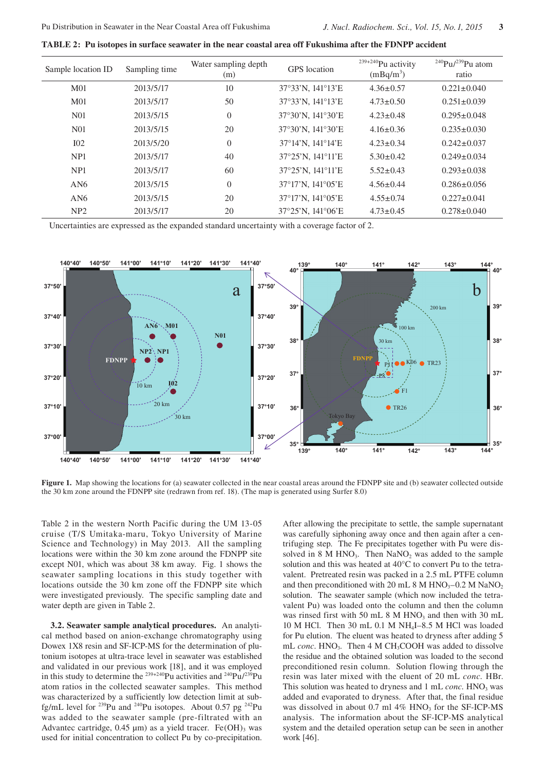**TABLE 2: Pu isotopes in surface seawater in the near coastal area off Fukushima after the FDNPP accident**

| Sample location ID | Sampling time | Water sampling depth (m) | GPS location | $^{239+240}$Pu activity (mBq/m$^3$) | $^{240}$Pu/$^{239}$Pu atom ratio |
|---|---|---|---|---|---|
| M01 | 2013/5/17 | 10 | 37°33'N, 141°13'E | 4.36±0.57 | 0.221±0.040 |
| M01 | 2013/5/17 | 50 | 37°33'N, 141°13'E | 4.73±0.50 | 0.251±0.039 |
| N01 | 2013/5/15 | 0 | 37°30'N, 141°30'E | 4.23±0.48 | 0.295±0.048 |
| N01 | 2013/5/15 | 20 | 37°30'N, 141°30'E | 4.16±0.36 | 0.235±0.030 |
| I02 | 2013/5/20 | 0 | 37°14'N, 141°14'E | 4.23±0.34 | 0.242±0.037 |
| NP1 | 2013/5/17 | 40 | 37°25'N, 141°11'E | 5.30±0.42 | 0.249±0.034 |
| NP1 | 2013/5/17 | 60 | 37°25'N, 141°11'E | 5.52±0.43 | 0.293±0.038 |
| AN6 | 2013/5/15 | 0 | 37°17'N, 141°05'E | 4.56±0.44 | 0.286±0.056 |
| AN6 | 2013/5/15 | 20 | 37°17'N, 141°05'E | 4.55±0.74 | 0.227±0.041 |
| NP2 | 2013/5/17 | 20 | 37°25'N, 141°06'E | 4.73±0.45 | 0.278±0.040 |

Uncertainties are expressed as the expanded standard uncertainty with a coverage factor of 2.

**Figure 1.** Map showing the locations for (a) seawater collected in the near coastal areas around the FDNPP site and (b) seawater collected outside the 30 km zone around the FDNPP site (redrawn from ref. 18). (The map is generated using Surfer 8.0)

Table 2 in the western North Pacific during the UM 13-05 cruise (T/S Umitaka-maru, Tokyo University of Marine Science and Technology) in May 2013. All the sampling locations were within the 30 km zone around the FDNPP site except N01, which was about 38 km away. Fig. 1 shows the seawater sampling locations in this study together with locations outside the 30 km zone off the FDNPP site which were investigated previously. The specific sampling date and water depth are given in Table 2.

**3.2. Seawater sample analytical procedures.** An analytical method based on anion-exchange chromatography using Dowex 1X8 resin and SF-ICP-MS for the determination of plutonium isotopes at ultra-trace level in seawater was established and validated in our previous work [18], and it was employed in this study to determine the $^{239+240}$Pu activities and $^{240}$Pu/$^{239}$Pu atom ratios in the collected seawater samples. This method was characterized by a sufficiently low detection limit at sub-fg/mL level for $^{239}$Pu and $^{240}$Pu isotopes. About 0.57 pg $^{242}$Pu was added to the seawater sample (pre-filtrated with an Advantec cartridge, 0.45 μm) as a yield tracer. $Fe(OH)_3$ was used for initial concentration to collect Pu by co-precipitation. After allowing the precipitate to settle, the sample supernatant was carefully siphoning away once and then again after a centrifuging step. The Fe precipitates together with Pu were dissolved in 8 M $HNO_3$. Then $NaNO_2$ was added to the sample solution and this was heated at 40°C to convert Pu to the tetravalent. Pretreated resin was packed in a 2.5 mL PTFE column and then preconditioned with 20 mL 8 M $HNO_3$–0.2 M $NaNO_2$ solution. The seawater sample (which now included the tetravalent Pu) was loaded onto the column and then the column was rinsed first with 50 mL 8 M $HNO_3$ and then with 30 mL 10 M HCl. Then 30 mL 0.1 M $NH_4I$–8.5 M HCl was loaded for Pu elution. The eluent was heated to dryness after adding 5 mL *conc.* $HNO_3$. Then 4 M $CH_3COOH$ was added to dissolve the residue and the obtained solution was loaded to the second preconditioned resin column. Solution flowing through the resin was later mixed with the eluent of 20 mL *conc.* HBr. This solution was heated to dryness and 1 mL *conc.* $HNO_3$ was added and evaporated to dryness. After that, the final residue was dissolved in about 0.7 ml 4% $HNO_3$ for the SF-ICP-MS analysis. The information about the SF-ICP-MS analytical system and the detailed operation setup can be seen in another work [46].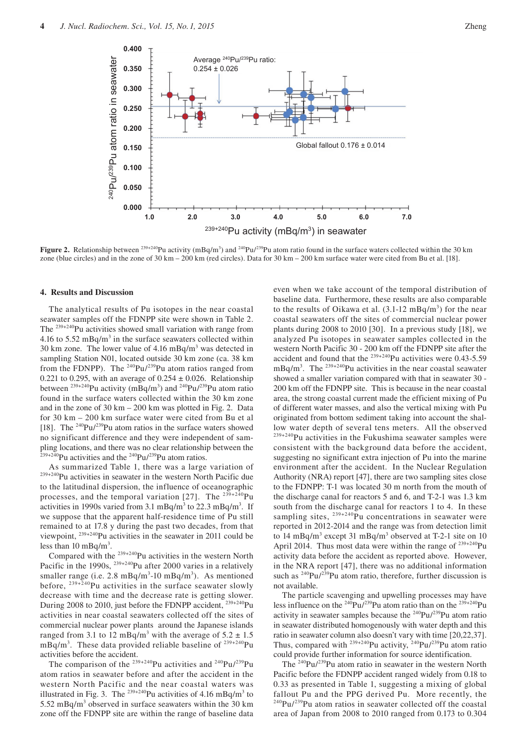**Figure 2.** Relationship between $^{239+240}Pu$ activity ($mBq/m^3$) and $^{240}Pu/^{239}Pu$ atom ratio found in the surface waters collected within the 30 km zone (blue circles) and in the zone of 30 km – 200 km (red circles). Data for 30 km – 200 km surface water were cited from Bu et al. [18].

## 4. Results and Discussion

The analytical results of Pu isotopes in the near coastal seawater samples off the FDNPP site were shown in Table 2. The $^{239+240}Pu$ activities showed small variation with range from 4.16 to 5.52 $mBq/m^3$ in the surface seawaters collected within 30 km zone. The lower value of 4.16 $mBq/m^3$ was detected in sampling Station N01, located outside 30 km zone (ca. 38 km from the FDNPP). The $^{240}Pu/^{239}Pu$ atom ratios ranged from 0.221 to 0.295, with an average of 0.254 ± 0.026. Relationship between $^{239+240}Pu$ activity ($mBq/m^3$) and $^{240}Pu/^{239}Pu$ atom ratio found in the surface waters collected within the 30 km zone and in the zone of 30 km – 200 km was plotted in Fig. 2. Data for 30 km – 200 km surface water were cited from Bu et al [18]. The $^{240}Pu/^{239}Pu$ atom ratios in the surface waters showed no significant difference and they were independent of sampling locations, and there was no clear relationship between the $^{239+240}Pu$ activities and the $^{240}Pu/^{239}Pu$ atom ratios.

As summarized Table 1, there was a large variation of $^{239+240}Pu$ activities in seawater in the western North Pacific due to the latitudinal dispersion, the influence of oceanographic processes, and the temporal variation [27]. The $^{239+240}Pu$ activities in 1990s varied from 3.1 $mBq/m^3$ to 22.3 $mBq/m^3$. If we suppose that the apparent half-residence time of Pu still remained to at 17.8 y during the past two decades, from that viewpoint, $^{239+240}Pu$ activities in the seawater in 2011 could be less than 10 $mBq/m^3$.

Compared with the $^{239+240}Pu$ activities in the western North Pacific in the 1990s, $^{239+240}Pu$ after 2000 varies in a relatively smaller range (i.e. 2.8 $mBq/m^3$-10 $mBq/m^3$). As mentioned before, $^{239+240}Pu$ activities in the surface seawater slowly decrease with time and the decrease rate is getting slower. During 2008 to 2010, just before the FDNPP accident, $^{239+240}Pu$ activities in near coastal seawaters collected off the sites of commercial nuclear power plants around the Japanese islands ranged from 3.1 to 12 $mBq/m^3$ with the average of 5.2 ± 1.5 $mBq/m^3$. These data provided reliable baseline of $^{239+240}Pu$ activities before the accident.

The comparison of the $^{239+240}Pu$ activities and $^{240}Pu/^{239}Pu$ atom ratios in seawater before and after the accident in the western North Pacific and the near coastal waters was illustrated in Fig. 3. The $^{239+240}Pu$ activities of 4.16 $mBq/m^3$ to 5.52 $mBq/m^3$ observed in surface seawaters within the 30 km zone off the FDNPP site are within the range of baseline data even when we take account of the temporal distribution of baseline data. Furthermore, these results are also comparable to the results of Oikawa et al. (3.1-12 $mBq/m^3$) for the near coastal seawaters off the sites of commercial nuclear power plants during 2008 to 2010 [30]. In a previous study [18], we analyzed Pu isotopes in seawater samples collected in the western North Pacific 30 - 200 km off the FDNPP site after the accident and found that the $^{239+240}Pu$ activities were 0.43-5.59 $mBq/m^3$. The $^{239+240}Pu$ activities in the near coastal seawater showed a smaller variation compared with that in seawater 30 - 200 km off the FDNPP site. This is because in the near coastal area, the strong coastal current made the efficient mixing of Pu of different water masses, and also the vertical mixing with Pu originated from bottom sediment taking into account the shallow water depth of several tens meters. All the observed $^{239+240}Pu$ activities in the Fukushima seawater samples were consistent with the background data before the accident, suggesting no significant extra injection of Pu into the marine environment after the accident. In the Nuclear Regulation Authority (NRA) report [47], there are two sampling sites close to the FDNPP: T-1 was located 30 m north from the mouth of the discharge canal for reactors 5 and 6, and T-2-1 was 1.3 km south from the discharge canal for reactors 1 to 4. In these sampling sites, $^{239+240}Pu$ concentrations in seawater were reported in 2012-2014 and the range was from detection limit to 14 $mBq/m^3$ except 31 $mBq/m^3$ observed at T-2-1 site on 10 April 2014. Thus most data were within the range of $^{239+240}Pu$ activity data before the accident as reported above. However, in the NRA report [47], there was no additional information such as $^{240}Pu/^{239}Pu$ atom ratio, therefore, further discussion is not available.

The particle scavenging and upwelling processes may have less influence on the $^{240}Pu/^{239}Pu$ atom ratio than on the $^{239+240}Pu$ activity in seawater samples because the $^{240}Pu/^{239}Pu$ atom ratio in seawater distributed homogenously with water depth and this ratio in seawater column also doesn't vary with time [20,22,37]. Thus, compared with $^{239+240}Pu$ activity, $^{240}Pu/^{239}Pu$ atom ratio could provide further information for source identification.

The $^{240}Pu/^{239}Pu$ atom ratio in seawater in the western North Pacific before the FDNPP accident ranged widely from 0.18 to 0.33 as presented in Table 1, suggesting a mixing of global fallout Pu and the PPG derived Pu. More recently, the $^{240}Pu/^{239}Pu$ atom ratios in seawater collected off the coastal area of Japan from 2008 to 2010 ranged from 0.173 to 0.304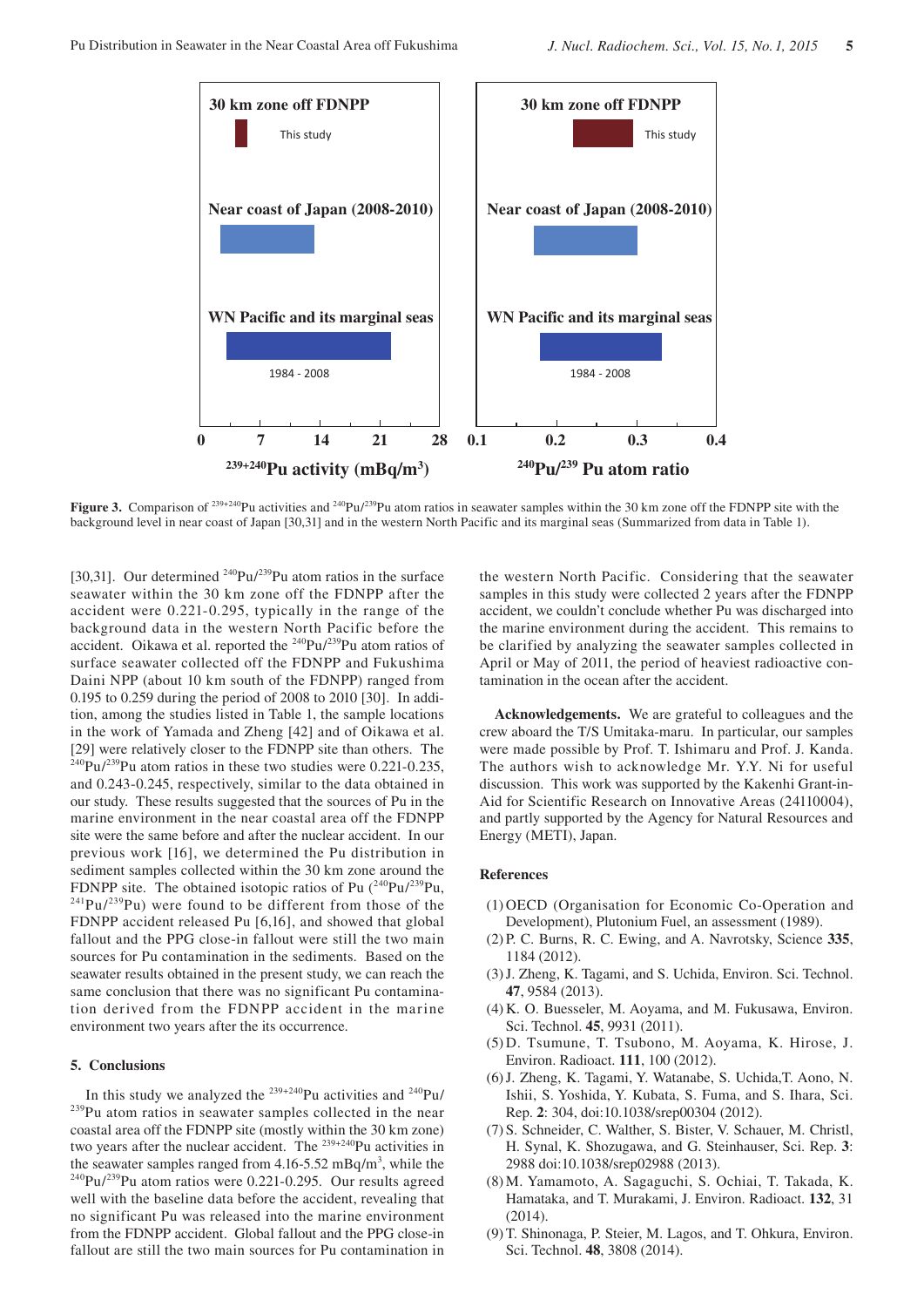Figure 3. Comparison of $^{239+240}Pu$ activities and $^{240}Pu/^{239}Pu$ atom ratios in seawater samples within the 30 km zone off the FDNPP site with the background level in near coast of Japan [30,31] and in the western North Pacific and its marginal seas (Summarized from data in Table 1).

[30,31]. Our determined $^{240}Pu/^{239}Pu$ atom ratios in the surface seawater within the 30 km zone off the FDNPP after the accident were 0.221-0.295, typically in the range of the background data in the western North Pacific before the accident. Oikawa et al. reported the $^{240}Pu/^{239}Pu$ atom ratios of surface seawater collected off the FDNPP and Fukushima Daini NPP (about 10 km south of the FDNPP) ranged from 0.195 to 0.259 during the period of 2008 to 2010 [30]. In addition, among the studies listed in Table 1, the sample locations in the work of Yamada and Zheng [42] and of Oikawa et al. [29] were relatively closer to the FDNPP site than others. The $^{240}Pu/^{239}Pu$ atom ratios in these two studies were 0.221-0.235, and 0.243-0.245, respectively, similar to the data obtained in our study. These results suggested that the sources of Pu in the marine environment in the near coastal area off the FDNPP site were the same before and after the nuclear accident. In our previous work [16], we determined the Pu distribution in sediment samples collected within the 30 km zone around the FDNPP site. The obtained isotopic ratios of Pu ($^{240}Pu/^{239}Pu$, $^{241}Pu/^{239}Pu$) were found to be different from those of the FDNPP accident released Pu [6,16], and showed that global fallout and the PPG close-in fallout were still the two main sources for Pu contamination in the sediments. Based on the seawater results obtained in the present study, we can reach the same conclusion that there was no significant Pu contamination derived from the FDNPP accident in the marine environment two years after the its occurrence.

## 5. Conclusions

In this study we analyzed the $^{239+240}Pu$ activities and $^{240}Pu/^{239}Pu$ atom ratios in seawater samples collected in the near coastal area off the FDNPP site (mostly within the 30 km zone) two years after the nuclear accident. The $^{239+240}Pu$ activities in the seawater samples ranged from 4.16-5.52 mBq/m$^3$, while the $^{240}Pu/^{239}Pu$ atom ratios were 0.221-0.295. Our results agreed well with the baseline data before the accident, revealing that no significant Pu was released into the marine environment from the FDNPP accident. Global fallout and the PPG close-in fallout are still the two main sources for Pu contamination in the western North Pacific. Considering that the seawater samples in this study were collected 2 years after the FDNPP accident, we couldn't conclude whether Pu was discharged into the marine environment during the accident. This remains to be clarified by analyzing the seawater samples collected in April or May of 2011, the period of heaviest radioactive contamination in the ocean after the accident.

**Acknowledgements.** We are grateful to colleagues and the crew aboard the T/S Umitaka-maru. In particular, our samples were made possible by Prof. T. Ishimaru and Prof. J. Kanda. The authors wish to acknowledge Mr. Y.Y. Ni for useful discussion. This work was supported by the Kakenhi Grant-in-Aid for Scientific Research on Innovative Areas (24110004), and partly supported by the Agency for Natural Resources and Energy (METI), Japan.

## References

(1) OECD (Organisation for Economic Co-Operation and Development), Plutonium Fuel, an assessment (1989).
(2) P. C. Burns, R. C. Ewing, and A. Navrotsky, Science **335**, 1184 (2012).
(3) J. Zheng, K. Tagami, and S. Uchida, Environ. Sci. Technol. **47**, 9584 (2013).
(4) K. O. Buesseler, M. Aoyama, and M. Fukusawa, Environ. Sci. Technol. **45**, 9931 (2011).
(5) D. Tsumune, T. Tsubono, M. Aoyama, K. Hirose, J. Environ. Radioact. **111**, 100 (2012).
(6) J. Zheng, K. Tagami, Y. Watanabe, S. Uchida,T. Aono, N. Ishii, S. Yoshida, Y. Kubata, S. Fuma, and S. Ihara, Sci. Rep. **2**: 304, doi:10.1038/srep00304 (2012).
(7) S. Schneider, C. Walther, S. Bister, V. Schauer, M. Christl, H. Synal, K. Shozugawa, and G. Steinhauser, Sci. Rep. **3**: 2988 doi:10.1038/srep02988 (2013).
(8) M. Yamamoto, A. Sagaguchi, S. Ochiai, T. Takada, K. Hamataka, and T. Murakami, J. Environ. Radioact. **132**, 31 (2014).
(9) T. Shinonaga, P. Steier, M. Lagos, and T. Ohkura, Environ. Sci. Technol. **48**, 3808 (2014).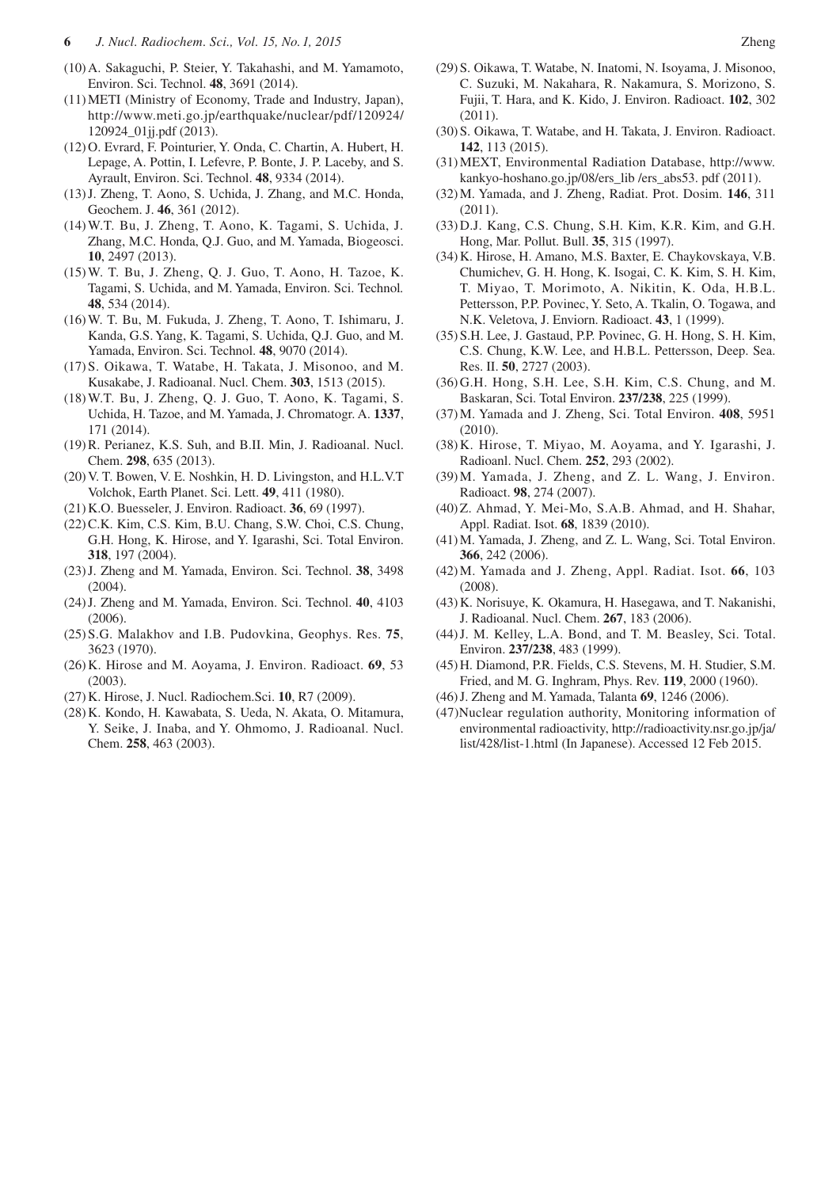(10) A. Sakaguchi, P. Steier, Y. Takahashi, and M. Yamamoto, Environ. Sci. Technol. **48**, 3691 (2014).

(11) METI (Ministry of Economy, Trade and Industry, Japan), http://www.meti.go.jp/earthquake/nuclear/pdf/120924/120924_01jj.pdf (2013).

(12) O. Evrard, F. Pointurier, Y. Onda, C. Chartin, A. Hubert, H. Lepage, A. Pottin, I. Lefevre, P. Bonte, J. P. Laceby, and S. Ayrault, Environ. Sci. Technol. **48**, 9334 (2014).

(13) J. Zheng, T. Aono, S. Uchida, J. Zhang, and M.C. Honda, Geochem. J. **46**, 361 (2012).

(14) W.T. Bu, J. Zheng, T. Aono, K. Tagami, S. Uchida, J. Zhang, M.C. Honda, Q.J. Guo, and M. Yamada, Biogeosci. **10**, 2497 (2013).

(15) W. T. Bu, J. Zheng, Q. J. Guo, T. Aono, H. Tazoe, K. Tagami, S. Uchida, and M. Yamada, Environ. Sci. Technol. **48**, 534 (2014).

(16) W. T. Bu, M. Fukuda, J. Zheng, T. Aono, T. Ishimaru, J. Kanda, G.S. Yang, K. Tagami, S. Uchida, Q.J. Guo, and M. Yamada, Environ. Sci. Technol. **48**, 9070 (2014).

(17) S. Oikawa, T. Watabe, H. Takata, J. Misonoo, and M. Kusakabe, J. Radioanal. Nucl. Chem. **303**, 1513 (2015).

(18) W.T. Bu, J. Zheng, Q. J. Guo, T. Aono, K. Tagami, S. Uchida, H. Tazoe, and M. Yamada, J. Chromatogr. A. **1337**, 171 (2014).

(19) R. Perianez, K.S. Suh, and B.II. Min, J. Radioanal. Nucl. Chem. **298**, 635 (2013).

(20) V. T. Bowen, V. E. Noshkin, H. D. Livingston, and H.L.V.T Volchok, Earth Planet. Sci. Lett. **49**, 411 (1980).

(21) K.O. Buesseler, J. Environ. Radioact. **36**, 69 (1997).

(22) C.K. Kim, C.S. Kim, B.U. Chang, S.W. Choi, C.S. Chung, G.H. Hong, K. Hirose, and Y. Igarashi, Sci. Total Environ. **318**, 197 (2004).

(23) J. Zheng and M. Yamada, Environ. Sci. Technol. **38**, 3498 (2004).

(24) J. Zheng and M. Yamada, Environ. Sci. Technol. **40**, 4103 (2006).

(25) S.G. Malakhov and I.B. Pudovkina, Geophys. Res. **75**, 3623 (1970).

(26) K. Hirose and M. Aoyama, J. Environ. Radioact. **69**, 53 (2003).

(27) K. Hirose, J. Nucl. Radiochem.Sci. **10**, R7 (2009).

(28) K. Kondo, H. Kawabata, S. Ueda, N. Akata, O. Mitamura, Y. Seike, J. Inaba, and Y. Ohmomo, J. Radioanal. Nucl. Chem. **258**, 463 (2003).

(29) S. Oikawa, T. Watabe, N. Inatomi, N. Isoyama, J. Misonoo, C. Suzuki, M. Nakahara, R. Nakamura, S. Morizono, S. Fujii, T. Hara, and K. Kido, J. Environ. Radioact. **102**, 302 (2011).

(30) S. Oikawa, T. Watabe, and H. Takata, J. Environ. Radioact. **142**, 113 (2015).

(31) MEXT, Environmental Radiation Database, http://www.kankyo-hoshano.go.jp/08/ers_lib /ers_abs53. pdf (2011).

(32) M. Yamada, and J. Zheng, Radiat. Prot. Dosim. **146**, 311 (2011).

(33) D.J. Kang, C.S. Chung, S.H. Kim, K.R. Kim, and G.H. Hong, Mar. Pollut. Bull. **35**, 315 (1997).

(34) K. Hirose, H. Amano, M.S. Baxter, E. Chaykovskaya, V.B. Chumichev, G. H. Hong, K. Isogai, C. K. Kim, S. H. Kim, T. Miyao, T. Morimoto, A. Nikitin, K. Oda, H.B.L. Pettersson, P.P. Povinec, Y. Seto, A. Tkalin, O. Togawa, and N.K. Veletova, J. Enviorn. Radioact. **43**, 1 (1999).

(35) S.H. Lee, J. Gastaud, P.P. Povinec, G. H. Hong, S. H. Kim, C.S. Chung, K.W. Lee, and H.B.L. Pettersson, Deep. Sea. Res. II. **50**, 2727 (2003).

(36) G.H. Hong, S.H. Lee, S.H. Kim, C.S. Chung, and M. Baskaran, Sci. Total Environ. **237/238**, 225 (1999).

(37) M. Yamada and J. Zheng, Sci. Total Environ. **408**, 5951 (2010).

(38) K. Hirose, T. Miyao, M. Aoyama, and Y. Igarashi, J. Radioanl. Nucl. Chem. **252**, 293 (2002).

(39) M. Yamada, J. Zheng, and Z. L. Wang, J. Environ. Radioact. **98**, 274 (2007).

(40) Z. Ahmad, Y. Mei-Mo, S.A.B. Ahmad, and H. Shahar, Appl. Radiat. Isot. **68**, 1839 (2010).

(41) M. Yamada, J. Zheng, and Z. L. Wang, Sci. Total Environ. **366**, 242 (2006).

(42) M. Yamada and J. Zheng, Appl. Radiat. Isot. **66**, 103 (2008).

(43) K. Norisuye, K. Okamura, H. Hasegawa, and T. Nakanishi, J. Radioanal. Nucl. Chem. **267**, 183 (2006).

(44) J. M. Kelley, L.A. Bond, and T. M. Beasley, Sci. Total. Environ. **237/238**, 483 (1999).

(45) H. Diamond, P.R. Fields, C.S. Stevens, M. H. Studier, S.M. Fried, and M. G. Inghram, Phys. Rev. **119**, 2000 (1960).

(46) J. Zheng and M. Yamada, Talanta **69**, 1246 (2006).

(47) Nuclear regulation authority, Monitoring information of environmental radioactivity, http://radioactivity.nsr.go.jp/ja/list/428/list-1.html (In Japanese). Accessed 12 Feb 2015.